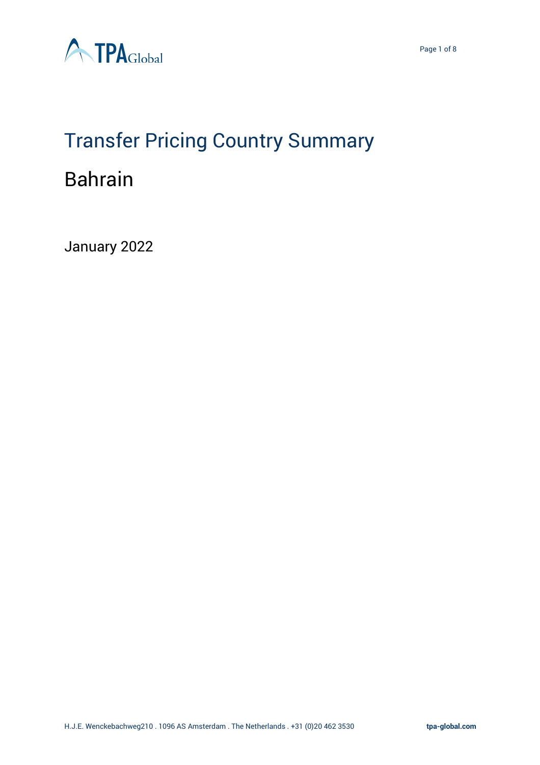# Transfer Pricing Country Summary

## Bahrain

January 2022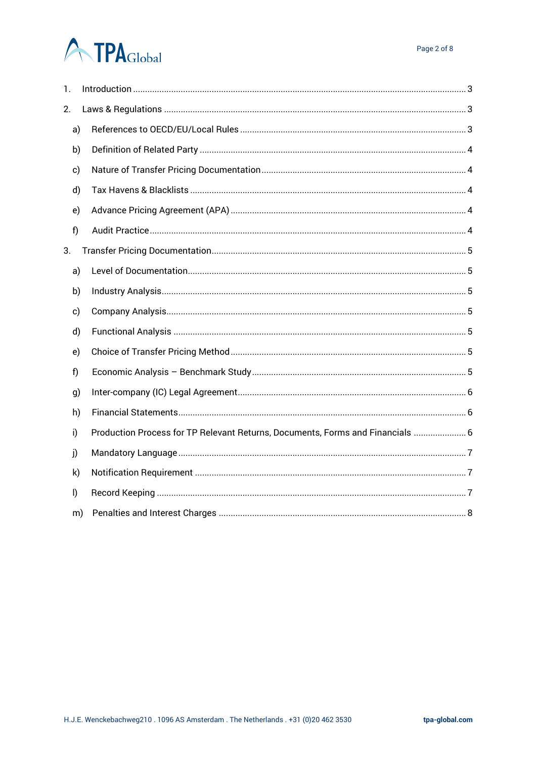1. Introduction ... 3
2. Laws & Regulations ... 3
   - a) References to OECD/EU/Local Rules ... 3
   - b) Definition of Related Party ... 4
   - c) Nature of Transfer Pricing Documentation ... 4
   - d) Tax Havens & Blacklists ... 4
   - e) Advance Pricing Agreement (APA) ... 4
   - f) Audit Practice ... 4
3. Transfer Pricing Documentation ... 5
   - a) Level of Documentation ... 5
   - b) Industry Analysis ... 5
   - c) Company Analysis ... 5
   - d) Functional Analysis ... 5
   - e) Choice of Transfer Pricing Method ... 5
   - f) Economic Analysis – Benchmark Study ... 5
   - g) Inter-company (IC) Legal Agreement ... 6
   - h) Financial Statements ... 6
   - i) Production Process for TP Relevant Returns, Documents, Forms and Financials ... 6
   - j) Mandatory Language ... 7
   - k) Notification Requirement ... 7
   - l) Record Keeping ... 7
   - m) Penalties and Interest Charges ... 8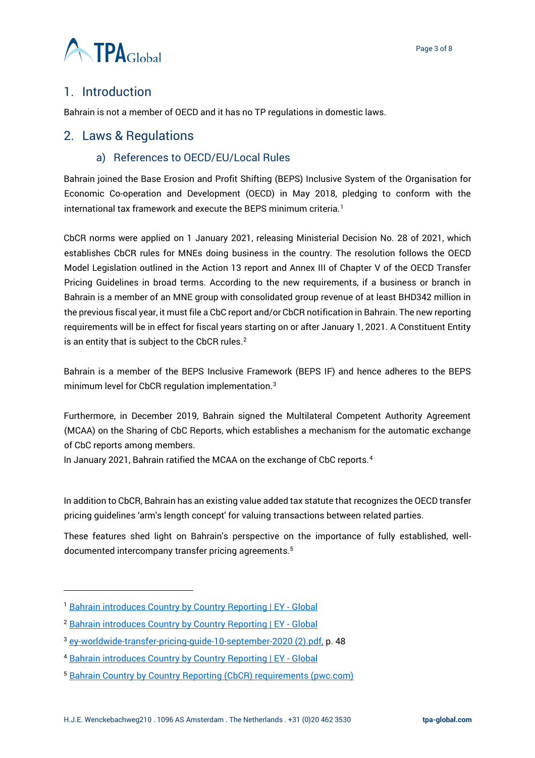## 1. Introduction

Bahrain is not a member of OECD and it has no TP regulations in domestic laws.

## 2. Laws & Regulations

### a) References to OECD/EU/Local Rules

Bahrain joined the Base Erosion and Profit Shifting (BEPS) Inclusive System of the Organisation for Economic Co-operation and Development (OECD) in May 2018, pledging to conform with the international tax framework and execute the BEPS minimum criteria.[1]

CbCR norms were applied on 1 January 2021, releasing Ministerial Decision No. 28 of 2021, which establishes CbCR rules for MNEs doing business in the country. The resolution follows the OECD Model Legislation outlined in the Action 13 report and Annex III of Chapter V of the OECD Transfer Pricing Guidelines in broad terms. According to the new requirements, if a business or branch in Bahrain is a member of an MNE group with consolidated group revenue of at least BHD342 million in the previous fiscal year, it must file a CbC report and/or CbCR notification in Bahrain. The new reporting requirements will be in effect for fiscal years starting on or after January 1, 2021. A Constituent Entity is an entity that is subject to the CbCR rules.[2]

Bahrain is a member of the BEPS Inclusive Framework (BEPS IF) and hence adheres to the BEPS minimum level for CbCR regulation implementation.[3]

Furthermore, in December 2019, Bahrain signed the Multilateral Competent Authority Agreement (MCAA) on the Sharing of CbC Reports, which establishes a mechanism for the automatic exchange of CbC reports among members.
In January 2021, Bahrain ratified the MCAA on the exchange of CbC reports.[4]

In addition to CbCR, Bahrain has an existing value added tax statute that recognizes the OECD transfer pricing guidelines 'arm's length concept' for valuing transactions between related parties.

These features shed light on Bahrain's perspective on the importance of fully established, well-documented intercompany transfer pricing agreements.[5]

---

[1] Bahrain introduces Country by Country Reporting | EY - Global

[2] Bahrain introduces Country by Country Reporting | EY - Global

[3] ey-worldwide-transfer-pricing-guide-10-september-2020 (2).pdf, p. 48

[4] Bahrain introduces Country by Country Reporting | EY - Global

[5] Bahrain Country by Country Reporting (CbCR) requirements (pwc.com)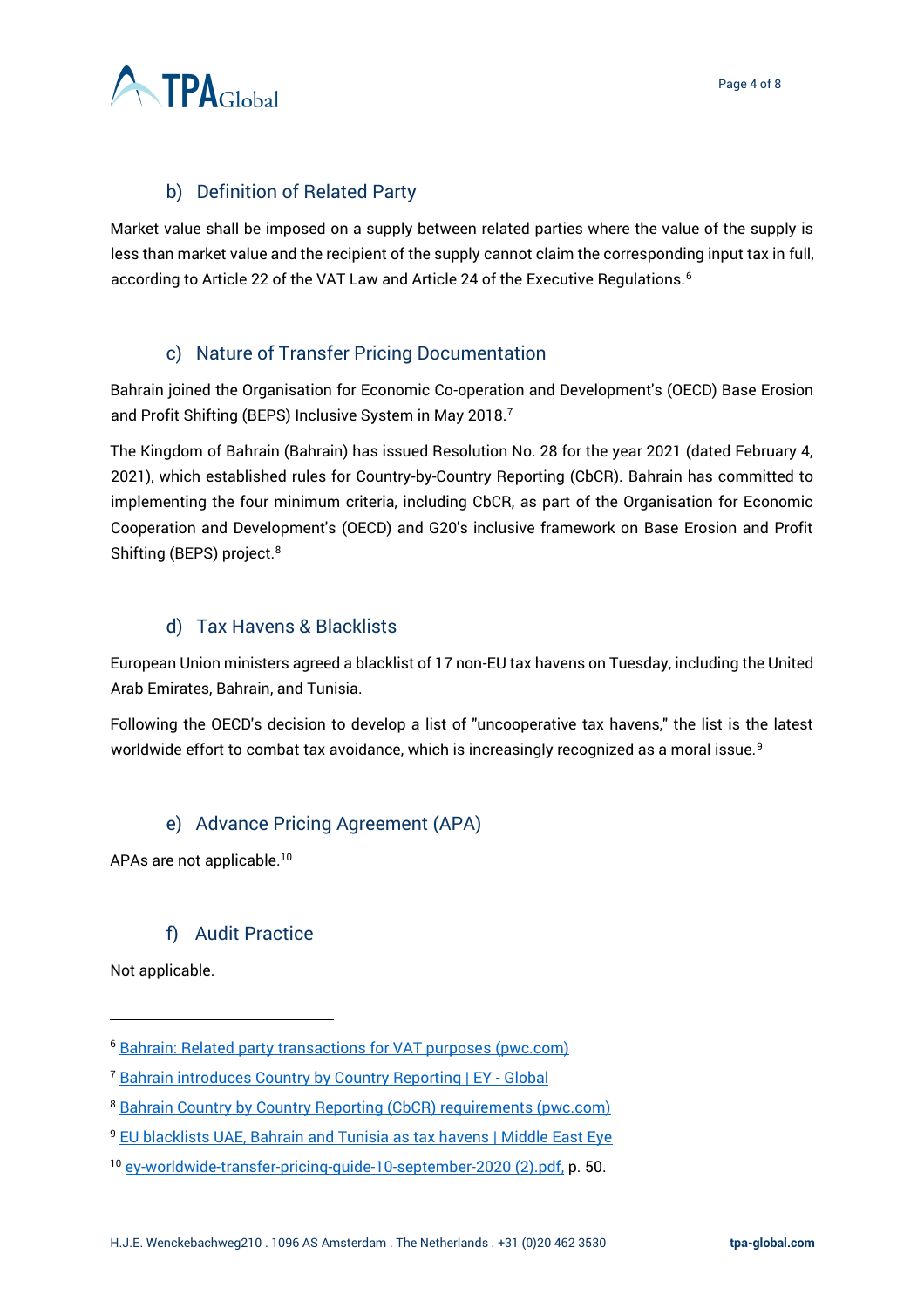## b) Definition of Related Party

Market value shall be imposed on a supply between related parties where the value of the supply is less than market value and the recipient of the supply cannot claim the corresponding input tax in full, according to Article 22 of the VAT Law and Article 24 of the Executive Regulations.[6]

## c) Nature of Transfer Pricing Documentation

Bahrain joined the Organisation for Economic Co-operation and Development's (OECD) Base Erosion and Profit Shifting (BEPS) Inclusive System in May 2018.[7]

The Kingdom of Bahrain (Bahrain) has issued Resolution No. 28 for the year 2021 (dated February 4, 2021), which established rules for Country-by-Country Reporting (CbCR). Bahrain has committed to implementing the four minimum criteria, including CbCR, as part of the Organisation for Economic Cooperation and Development's (OECD) and G20's inclusive framework on Base Erosion and Profit Shifting (BEPS) project.[8]

## d) Tax Havens & Blacklists

European Union ministers agreed a blacklist of 17 non-EU tax havens on Tuesday, including the United Arab Emirates, Bahrain, and Tunisia.

Following the OECD's decision to develop a list of "uncooperative tax havens," the list is the latest worldwide effort to combat tax avoidance, which is increasingly recognized as a moral issue.[9]

## e) Advance Pricing Agreement (APA)

APAs are not applicable.[10]

## f) Audit Practice

Not applicable.

---

[6] Bahrain: Related party transactions for VAT purposes (pwc.com)

[7] Bahrain introduces Country by Country Reporting | EY - Global

[8] Bahrain Country by Country Reporting (CbCR) requirements (pwc.com)

[9] EU blacklists UAE, Bahrain and Tunisia as tax havens | Middle East Eye

[10] ey-worldwide-transfer-pricing-guide-10-september-2020 (2).pdf, p. 50.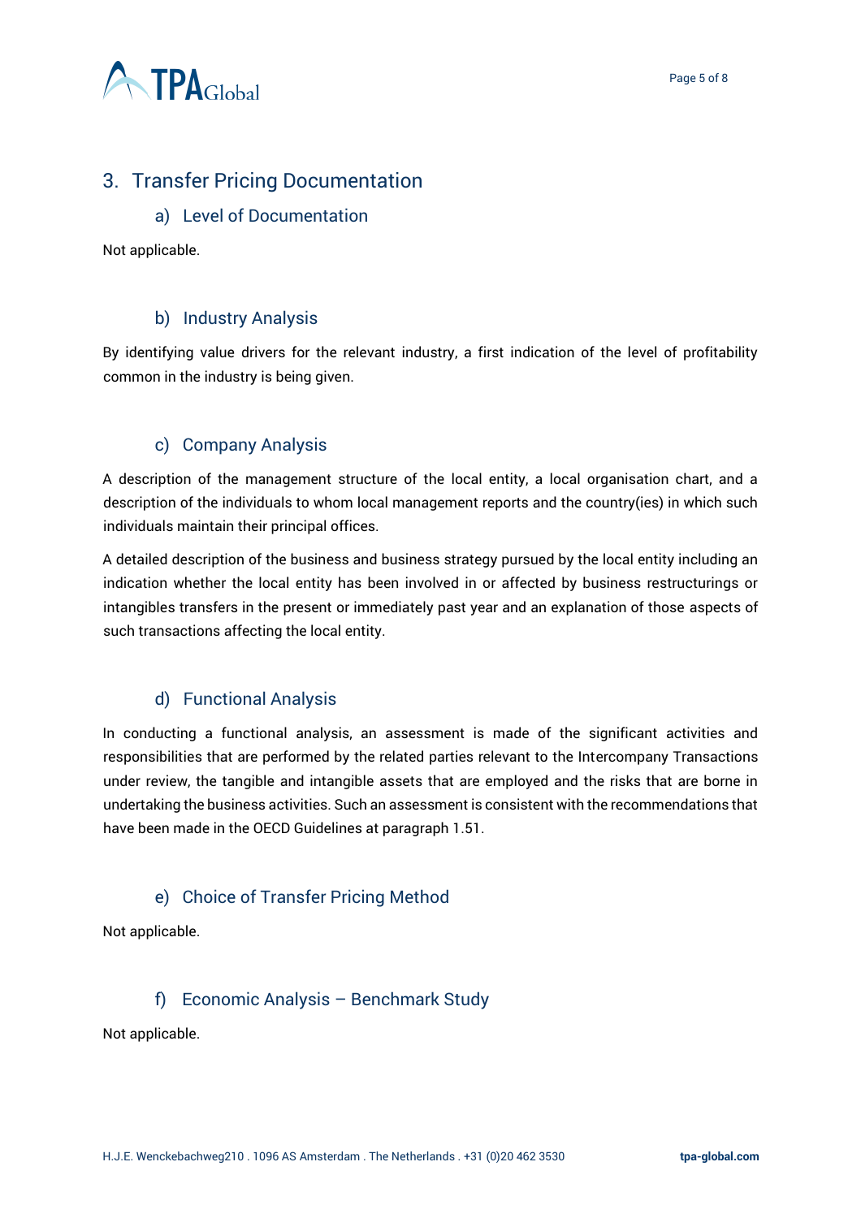## 3. Transfer Pricing Documentation

### a) Level of Documentation

Not applicable.

### b) Industry Analysis

By identifying value drivers for the relevant industry, a first indication of the level of profitability common in the industry is being given.

### c) Company Analysis

A description of the management structure of the local entity, a local organisation chart, and a description of the individuals to whom local management reports and the country(ies) in which such individuals maintain their principal offices.

A detailed description of the business and business strategy pursued by the local entity including an indication whether the local entity has been involved in or affected by business restructurings or intangibles transfers in the present or immediately past year and an explanation of those aspects of such transactions affecting the local entity.

### d) Functional Analysis

In conducting a functional analysis, an assessment is made of the significant activities and responsibilities that are performed by the related parties relevant to the Intercompany Transactions under review, the tangible and intangible assets that are employed and the risks that are borne in undertaking the business activities. Such an assessment is consistent with the recommendations that have been made in the OECD Guidelines at paragraph 1.51.

### e) Choice of Transfer Pricing Method

Not applicable.

### f) Economic Analysis – Benchmark Study

Not applicable.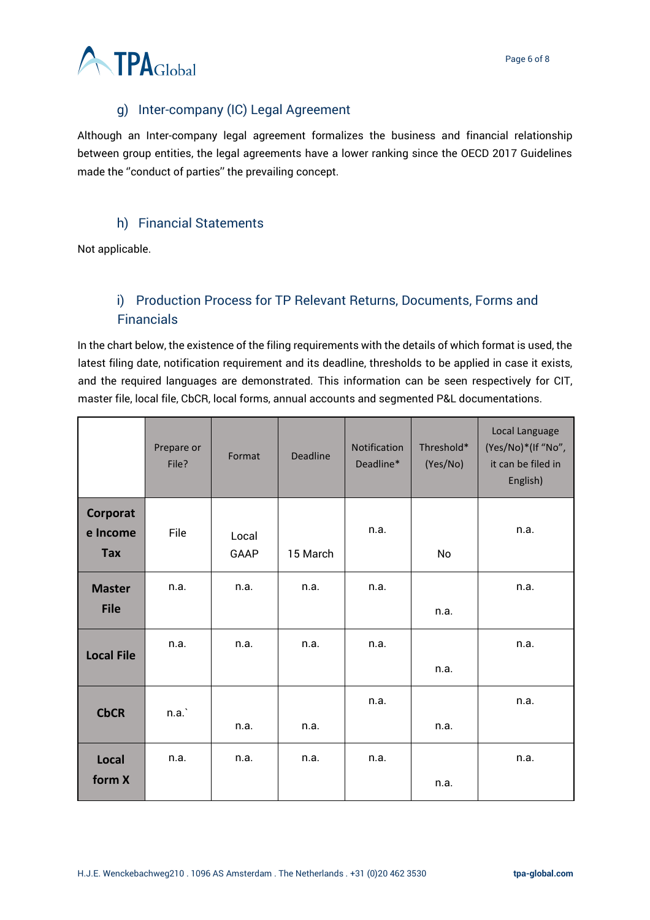### g) Inter-company (IC) Legal Agreement

Although an Inter-company legal agreement formalizes the business and financial relationship between group entities, the legal agreements have a lower ranking since the OECD 2017 Guidelines made the ''conduct of parties'' the prevailing concept.

### h) Financial Statements

Not applicable.

### i) Production Process for TP Relevant Returns, Documents, Forms and Financials

In the chart below, the existence of the filing requirements with the details of which format is used, the latest filing date, notification requirement and its deadline, thresholds to be applied in case it exists, and the required languages are demonstrated. This information can be seen respectively for CIT, master file, local file, CbCR, local forms, annual accounts and segmented P&L documentations.

| | Prepare or File? | Format | Deadline | Notification Deadline* | Threshold* (Yes/No) | Local Language (Yes/No)*(If "No", it can be filed in English) |
|---|---|---|---|---|---|---|
| **Corporate Income Tax** | File | Local GAAP | 15 March | n.a. | No | n.a. |
| **Master File** | n.a. | n.a. | n.a. | n.a. | n.a. | n.a. |
| **Local File** | n.a. | n.a. | n.a. | n.a. | n.a. | n.a. |
| **CbCR** | n.a.` | n.a. | n.a. | n.a. | n.a. | n.a. |
| **Local form X** | n.a. | n.a. | n.a. | n.a. | n.a. | n.a. |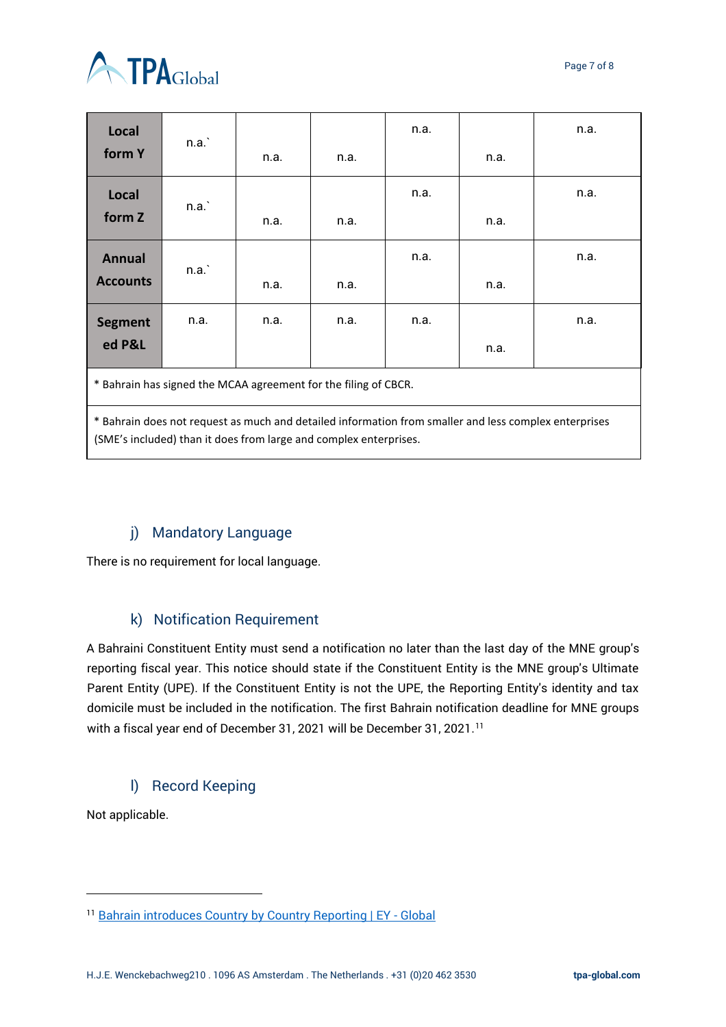| Local form Y | n.a.` | n.a. | n.a. | n.a. | n.a. | n.a. |
|---|---|---|---|---|---|---|
| Local form Z | n.a.` | n.a. | n.a. | n.a. | n.a. | n.a. |
| Annual Accounts | n.a.` | n.a. | n.a. | n.a. | n.a. | n.a. |
| Segmented P&L | n.a. | n.a. | n.a. | n.a. | n.a. | n.a. |
| * Bahrain has signed the MCAA agreement for the filing of CBCR. | | | | | | |
| * Bahrain does not request as much and detailed information from smaller and less complex enterprises (SME's included) than it does from large and complex enterprises. | | | | | | |

### j) Mandatory Language

There is no requirement for local language.

### k) Notification Requirement

A Bahraini Constituent Entity must send a notification no later than the last day of the MNE group's reporting fiscal year. This notice should state if the Constituent Entity is the MNE group's Ultimate Parent Entity (UPE). If the Constituent Entity is not the UPE, the Reporting Entity's identity and tax domicile must be included in the notification. The first Bahrain notification deadline for MNE groups with a fiscal year end of December 31, 2021 will be December 31, 2021.[11]

### l) Record Keeping

Not applicable.

---

[11] Bahrain introduces Country by Country Reporting | EY - Global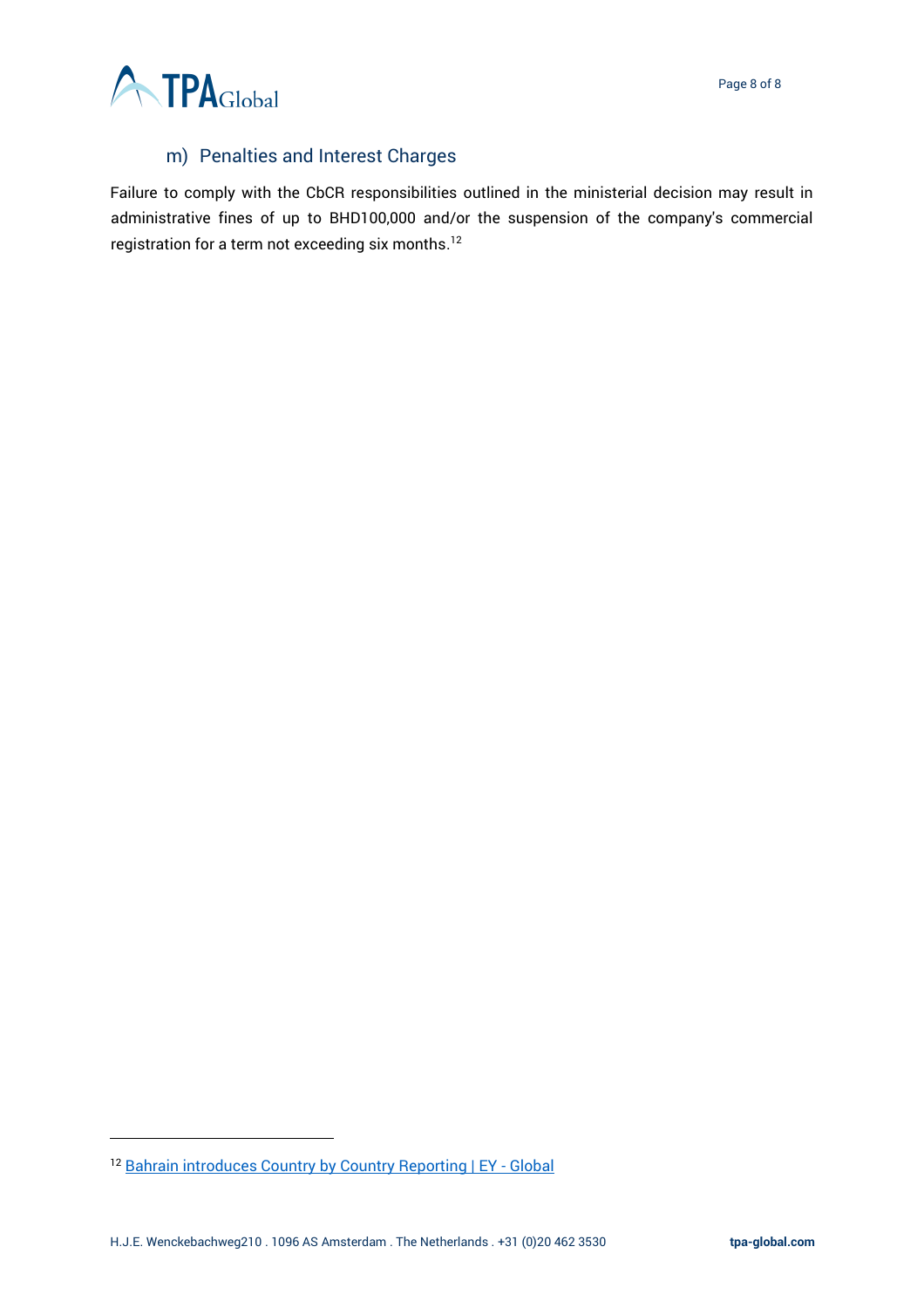## m) Penalties and Interest Charges

Failure to comply with the CbCR responsibilities outlined in the ministerial decision may result in administrative fines of up to BHD100,000 and/or the suspension of the company's commercial registration for a term not exceeding six months.[12]

---

[12] Bahrain introduces Country by Country Reporting | EY - Global